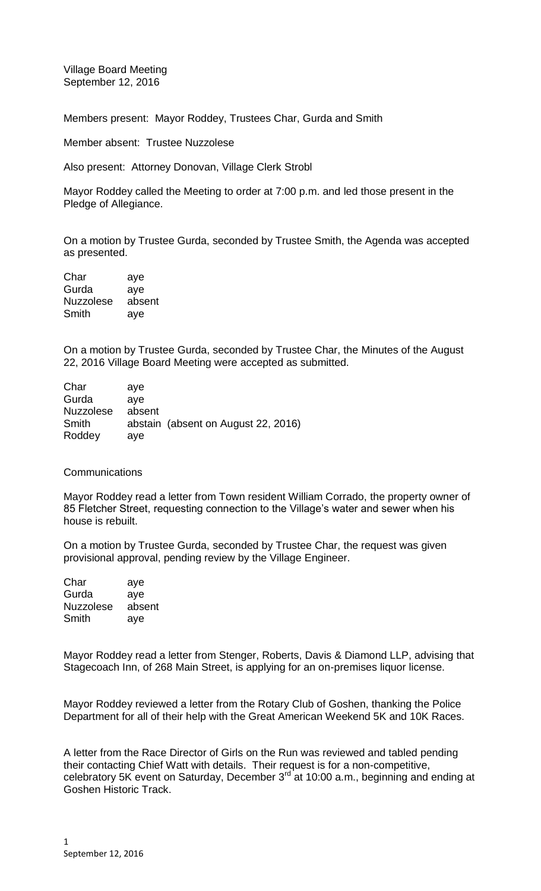Village Board Meeting
September 12, 2016

Members present: Mayor Roddey, Trustees Char, Gurda and Smith

Member absent: Trustee Nuzzolese

Also present: Attorney Donovan, Village Clerk Strobl

Mayor Roddey called the Meeting to order at 7:00 p.m. and led those present in the Pledge of Allegiance.

On a motion by Trustee Gurda, seconded by Trustee Smith, the Agenda was accepted as presented.

| | |
|---|---|
| Char | aye |
| Gurda | aye |
| Nuzzolese | absent |
| Smith | aye |

On a motion by Trustee Gurda, seconded by Trustee Char, the Minutes of the August 22, 2016 Village Board Meeting were accepted as submitted.

| | |
|---|---|
| Char | aye |
| Gurda | aye |
| Nuzzolese | absent |
| Smith | abstain (absent on August 22, 2016) |
| Roddey | aye |

Communications

Mayor Roddey read a letter from Town resident William Corrado, the property owner of 85 Fletcher Street, requesting connection to the Village's water and sewer when his house is rebuilt.

On a motion by Trustee Gurda, seconded by Trustee Char, the request was given provisional approval, pending review by the Village Engineer.

| | |
|---|---|
| Char | aye |
| Gurda | aye |
| Nuzzolese | absent |
| Smith | aye |

Mayor Roddey read a letter from Stenger, Roberts, Davis & Diamond LLP, advising that Stagecoach Inn, of 268 Main Street, is applying for an on-premises liquor license.

Mayor Roddey reviewed a letter from the Rotary Club of Goshen, thanking the Police Department for all of their help with the Great American Weekend 5K and 10K Races.

A letter from the Race Director of Girls on the Run was reviewed and tabled pending their contacting Chief Watt with details. Their request is for a non-competitive, celebratory 5K event on Saturday, December 3rd at 10:00 a.m., beginning and ending at Goshen Historic Track.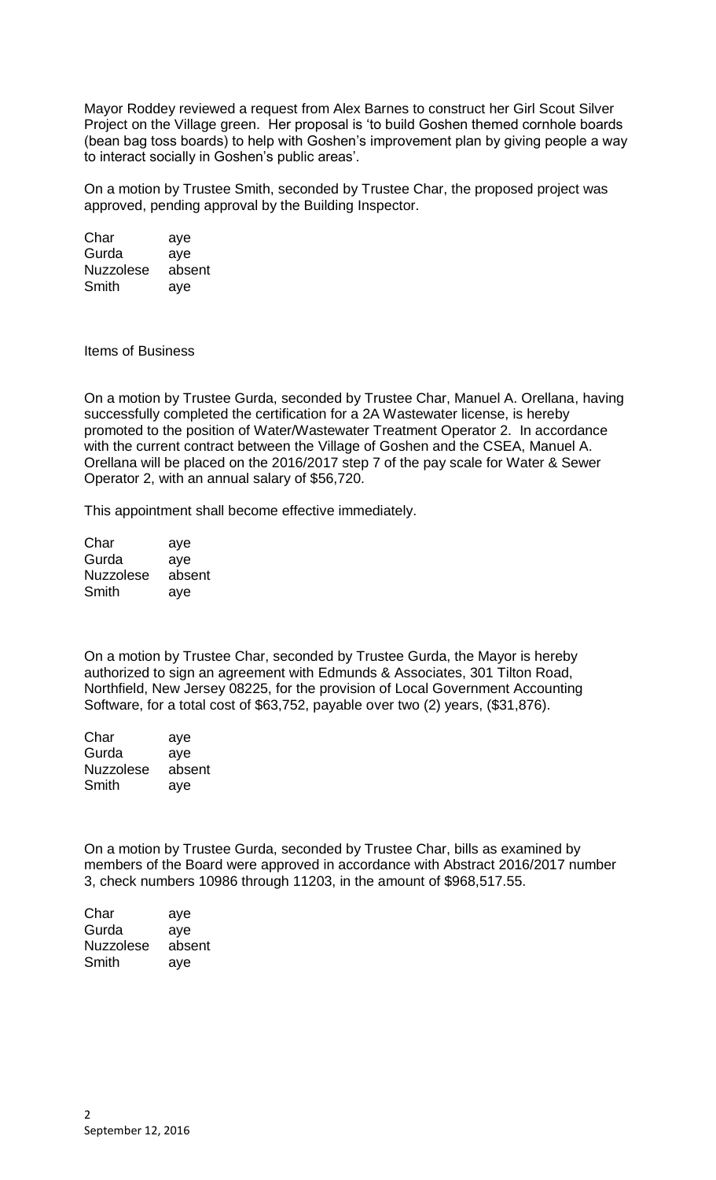Mayor Roddey reviewed a request from Alex Barnes to construct her Girl Scout Silver Project on the Village green. Her proposal is 'to build Goshen themed cornhole boards (bean bag toss boards) to help with Goshen's improvement plan by giving people a way to interact socially in Goshen's public areas'.

On a motion by Trustee Smith, seconded by Trustee Char, the proposed project was approved, pending approval by the Building Inspector.

| | |
|---|---|
| Char | aye |
| Gurda | aye |
| Nuzzolese | absent |
| Smith | aye |

Items of Business

On a motion by Trustee Gurda, seconded by Trustee Char, Manuel A. Orellana, having successfully completed the certification for a 2A Wastewater license, is hereby promoted to the position of Water/Wastewater Treatment Operator 2. In accordance with the current contract between the Village of Goshen and the CSEA, Manuel A. Orellana will be placed on the 2016/2017 step 7 of the pay scale for Water & Sewer Operator 2, with an annual salary of $56,720.

This appointment shall become effective immediately.

| | |
|---|---|
| Char | aye |
| Gurda | aye |
| Nuzzolese | absent |
| Smith | aye |

On a motion by Trustee Char, seconded by Trustee Gurda, the Mayor is hereby authorized to sign an agreement with Edmunds & Associates, 301 Tilton Road, Northfield, New Jersey 08225, for the provision of Local Government Accounting Software, for a total cost of $63,752, payable over two (2) years, ($31,876).

| | |
|---|---|
| Char | aye |
| Gurda | aye |
| Nuzzolese | absent |
| Smith | aye |

On a motion by Trustee Gurda, seconded by Trustee Char, bills as examined by members of the Board were approved in accordance with Abstract 2016/2017 number 3, check numbers 10986 through 11203, in the amount of $968,517.55.

| | |
|---|---|
| Char | aye |
| Gurda | aye |
| Nuzzolese | absent |
| Smith | aye |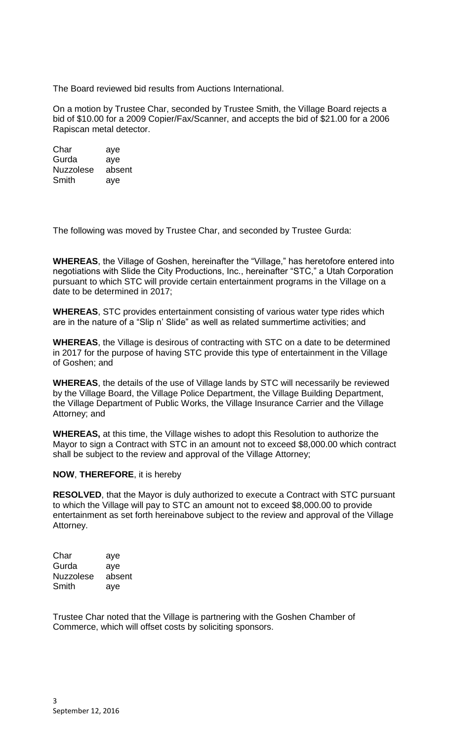The Board reviewed bid results from Auctions International.

On a motion by Trustee Char, seconded by Trustee Smith, the Village Board rejects a bid of $10.00 for a 2009 Copier/Fax/Scanner, and accepts the bid of $21.00 for a 2006 Rapiscan metal detector.

| | |
|---|---|
| Char | aye |
| Gurda | aye |
| Nuzzolese | absent |
| Smith | aye |

The following was moved by Trustee Char, and seconded by Trustee Gurda:

**WHEREAS**, the Village of Goshen, hereinafter the "Village," has heretofore entered into negotiations with Slide the City Productions, Inc., hereinafter "STC," a Utah Corporation pursuant to which STC will provide certain entertainment programs in the Village on a date to be determined in 2017;

**WHEREAS**, STC provides entertainment consisting of various water type rides which are in the nature of a "Slip n' Slide" as well as related summertime activities; and

**WHEREAS**, the Village is desirous of contracting with STC on a date to be determined in 2017 for the purpose of having STC provide this type of entertainment in the Village of Goshen; and

**WHEREAS**, the details of the use of Village lands by STC will necessarily be reviewed by the Village Board, the Village Police Department, the Village Building Department, the Village Department of Public Works, the Village Insurance Carrier and the Village Attorney; and

**WHEREAS,** at this time, the Village wishes to adopt this Resolution to authorize the Mayor to sign a Contract with STC in an amount not to exceed $8,000.00 which contract shall be subject to the review and approval of the Village Attorney;

**NOW**, **THEREFORE**, it is hereby

**RESOLVED**, that the Mayor is duly authorized to execute a Contract with STC pursuant to which the Village will pay to STC an amount not to exceed $8,000.00 to provide entertainment as set forth hereinabove subject to the review and approval of the Village Attorney.

| | |
|---|---|
| Char | aye |
| Gurda | aye |
| Nuzzolese | absent |
| Smith | aye |

Trustee Char noted that the Village is partnering with the Goshen Chamber of Commerce, which will offset costs by soliciting sponsors.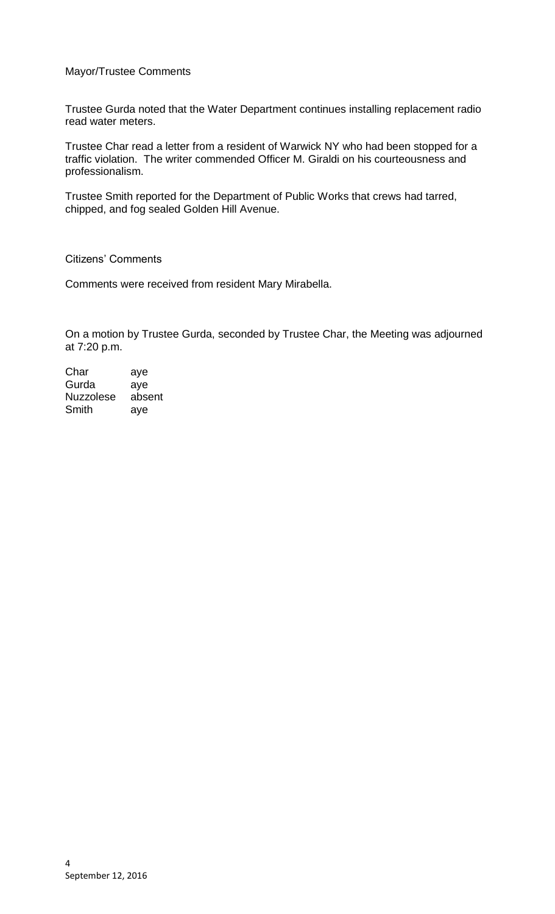Mayor/Trustee Comments

Trustee Gurda noted that the Water Department continues installing replacement radio read water meters.

Trustee Char read a letter from a resident of Warwick NY who had been stopped for a traffic violation. The writer commended Officer M. Giraldi on his courteousness and professionalism.

Trustee Smith reported for the Department of Public Works that crews had tarred, chipped, and fog sealed Golden Hill Avenue.

Citizens' Comments

Comments were received from resident Mary Mirabella.

On a motion by Trustee Gurda, seconded by Trustee Char, the Meeting was adjourned at 7:20 p.m.

| | |
|---|---|
| Char | aye |
| Gurda | aye |
| Nuzzolese | absent |
| Smith | aye |